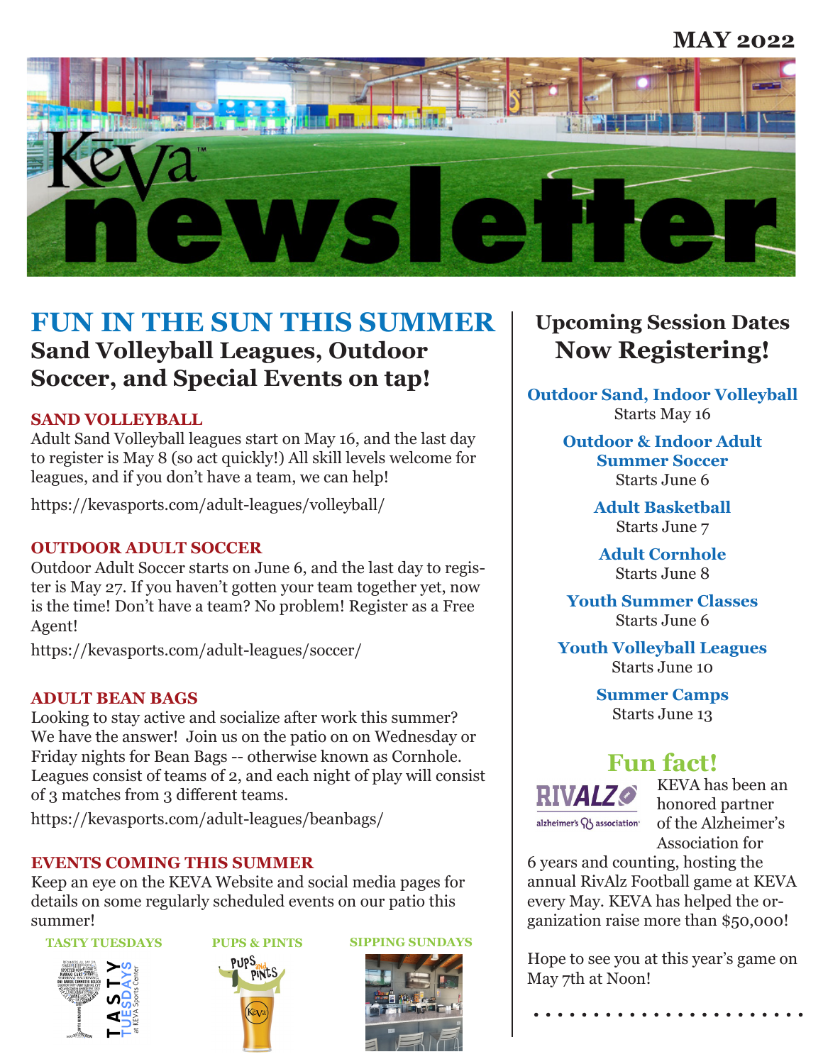MAY 2022

# Kēva newsletter

## FUN IN THE SUN THIS SUMMER

### Sand Volleyball Leagues, Outdoor Soccer, and Special Events on tap!

#### SAND VOLLEYBALL

Adult Sand Volleyball leagues start on May 16, and the last day to register is May 8 (so act quickly!) All skill levels welcome for leagues, and if you don't have a team, we can help!

https://kevasports.com/adult-leagues/volleyball/

#### OUTDOOR ADULT SOCCER

Outdoor Adult Soccer starts on June 6, and the last day to register is May 27. If you haven't gotten your team together yet, now is the time! Don't have a team? No problem! Register as a Free Agent!

https://kevasports.com/adult-leagues/soccer/

#### ADULT BEAN BAGS

Looking to stay active and socialize after work this summer? We have the answer! Join us on the patio on on Wednesday or Friday nights for Bean Bags -- otherwise known as Cornhole. Leagues consist of teams of 2, and each night of play will consist of 3 matches from 3 different teams.

https://kevasports.com/adult-leagues/beanbags/

#### EVENTS COMING THIS SUMMER

Keep an eye on the KEVA Website and social media pages for details on some regularly scheduled events on our patio this summer!

**TASTY TUESDAYS** | **PUPS & PINTS** | **SIPPING SUNDAYS**

## Upcoming Session Dates

## Now Registering!

**Outdoor Sand, Indoor Volleyball**
Starts May 16

**Outdoor & Indoor Adult Summer Soccer**
Starts June 6

**Adult Basketball**
Starts June 7

**Adult Cornhole**
Starts June 8

**Youth Summer Classes**
Starts June 6

**Youth Volleyball Leagues**
Starts June 10

**Summer Camps**
Starts June 13

## Fun fact!

KEVA has been an honored partner of the Alzheimer's Association for 6 years and counting, hosting the annual RivAlz Football game at KEVA every May. KEVA has helped the organization raise more than $50,000!

Hope to see you at this year's game on May 7th at Noon!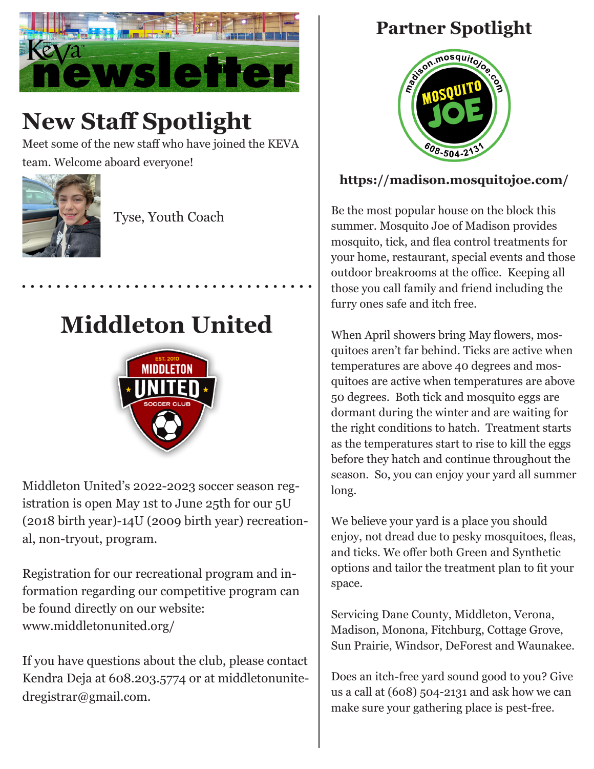# Keva newsletter

## New Staff Spotlight

Meet some of the new staff who have joined the KEVA team. Welcome aboard everyone!

Tyse, Youth Coach

## Middleton United

Middleton United's 2022-2023 soccer season registration is open May 1st to June 25th for our 5U (2018 birth year)-14U (2009 birth year) recreational, non-tryout, program.

Registration for our recreational program and information regarding our competitive program can be found directly on our website: www.middletonunited.org/

If you have questions about the club, please contact Kendra Deja at 608.203.5774 or at middletonunitedregistrar@gmail.com.

## Partner Spotlight

**https://madison.mosquitojoe.com/**

Be the most popular house on the block this summer. Mosquito Joe of Madison provides mosquito, tick, and flea control treatments for your home, restaurant, special events and those outdoor breakrooms at the office. Keeping all those you call family and friend including the furry ones safe and itch free.

When April showers bring May flowers, mosquitoes aren't far behind. Ticks are active when temperatures are above 40 degrees and mosquitoes are active when temperatures are above 50 degrees. Both tick and mosquito eggs are dormant during the winter and are waiting for the right conditions to hatch. Treatment starts as the temperatures start to rise to kill the eggs before they hatch and continue throughout the season. So, you can enjoy your yard all summer long.

We believe your yard is a place you should enjoy, not dread due to pesky mosquitoes, fleas, and ticks. We offer both Green and Synthetic options and tailor the treatment plan to fit your space.

Servicing Dane County, Middleton, Verona, Madison, Monona, Fitchburg, Cottage Grove, Sun Prairie, Windsor, DeForest and Waunakee.

Does an itch-free yard sound good to you? Give us a call at (608) 504-2131 and ask how we can make sure your gathering place is pest-free.